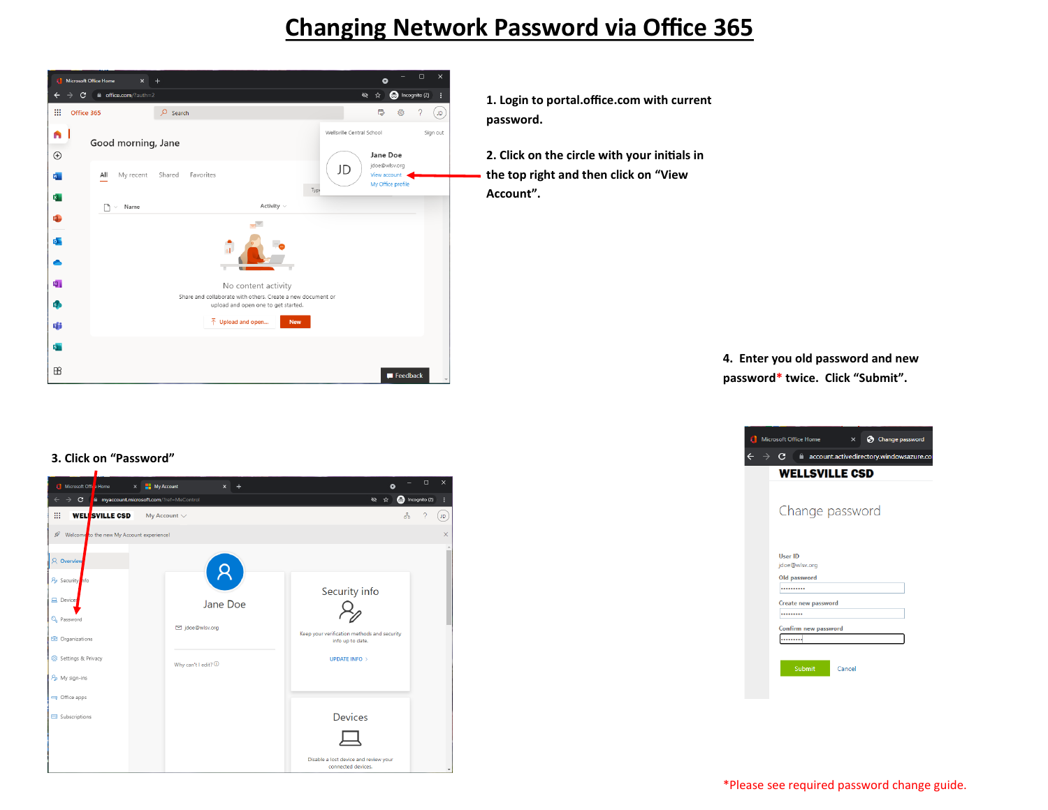# Changing Network Password via Office 365

**1. Login to portal.office.com with current password.**

**2. Click on the circle with your initials in the top right and then click on "View Account".**

**3. Click on "Password"**

**4. Enter you old password and new password* twice. Click "Submit".**

*Please see required password change guide.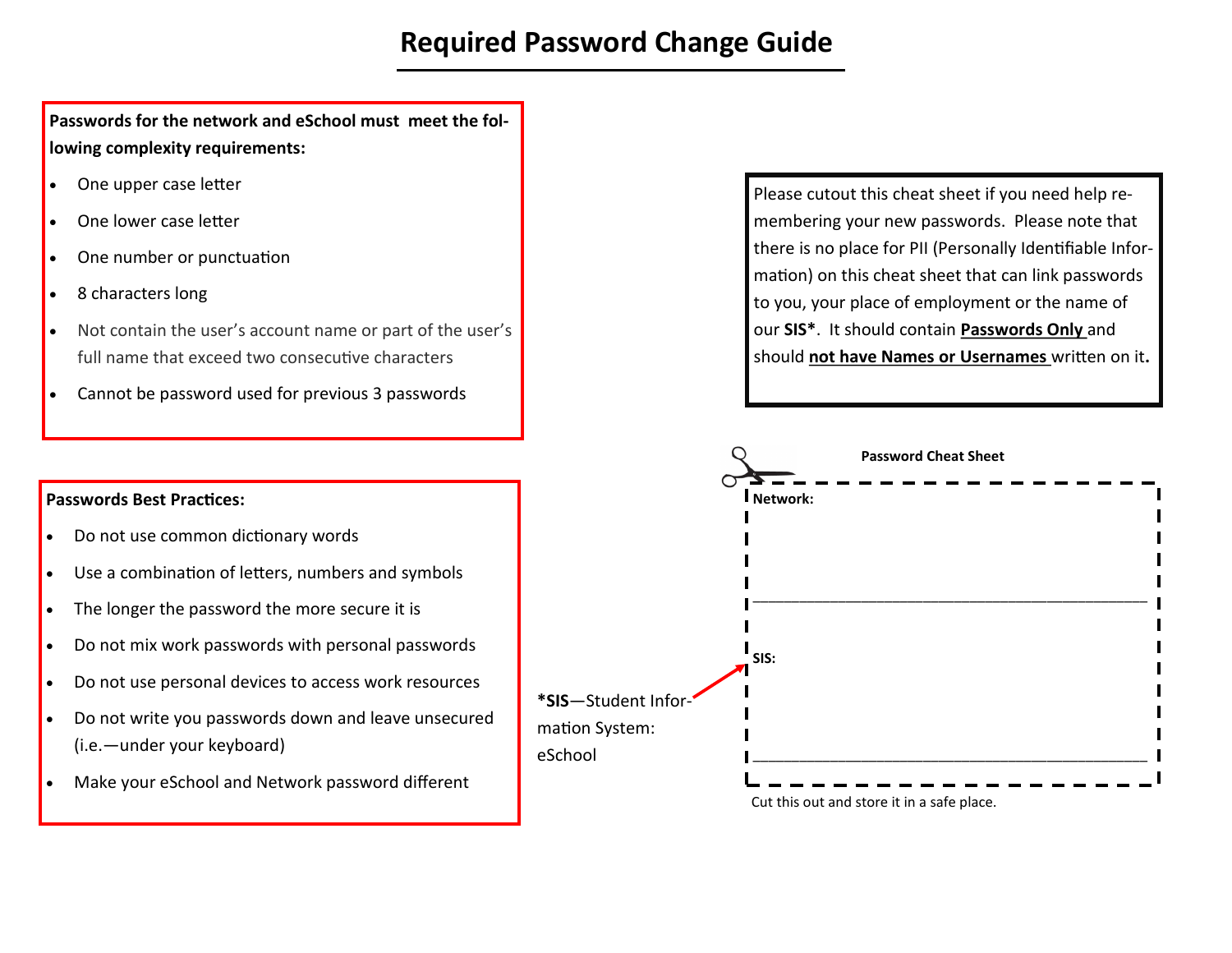# Required Password Change Guide

**Passwords for the network and eSchool must meet the following complexity requirements:**

- One upper case letter
- One lower case letter
- One number or punctuation
- 8 characters long
- Not contain the user's account name or part of the user's full name that exceed two consecutive characters
- Cannot be password used for previous 3 passwords

**Passwords Best Practices:**

- Do not use common dictionary words
- Use a combination of letters, numbers and symbols
- The longer the password the more secure it is
- Do not mix work passwords with personal passwords
- Do not use personal devices to access work resources
- Do not write you passwords down and leave unsecured (i.e.—under your keyboard)
- Make your eSchool and Network password different

Please cutout this cheat sheet if you need help remembering your new passwords. Please note that there is no place for PII (Personally Identifiable Information) on this cheat sheet that can link passwords to you, your place of employment or the name of our **SIS***. It should contain **Passwords Only** and should **not have Names or Usernames** written on it.

**Password Cheat Sheet**

**Network:**

______________________________________________

**SIS:**

______________________________________________

Cut this out and store it in a safe place.

***SIS**—Student Information System: eSchool